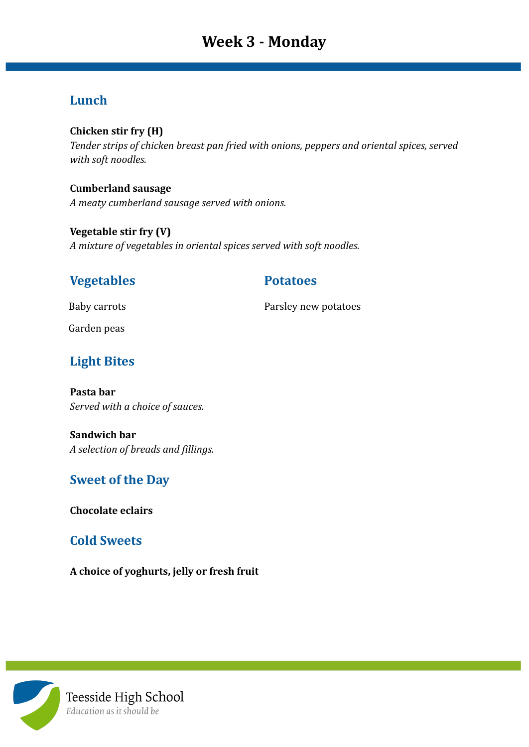# Week 3 - Monday

## Lunch

**Chicken stir fry (H)**
*Tender strips of chicken breast pan fried with onions, peppers and oriental spices, served with soft noodles.*

**Cumberland sausage**
*A meaty cumberland sausage served with onions.*

**Vegetable stir fry (V)**
*A mixture of vegetables in oriental spices served with soft noodles.*

## Vegetables

Baby carrots

Garden peas

## Potatoes

Parsley new potatoes

## Light Bites

**Pasta bar**
*Served with a choice of sauces.*

**Sandwich bar**
*A selection of breads and fillings.*

## Sweet of the Day

**Chocolate eclairs**

## Cold Sweets

**A choice of yoghurts, jelly or fresh fruit**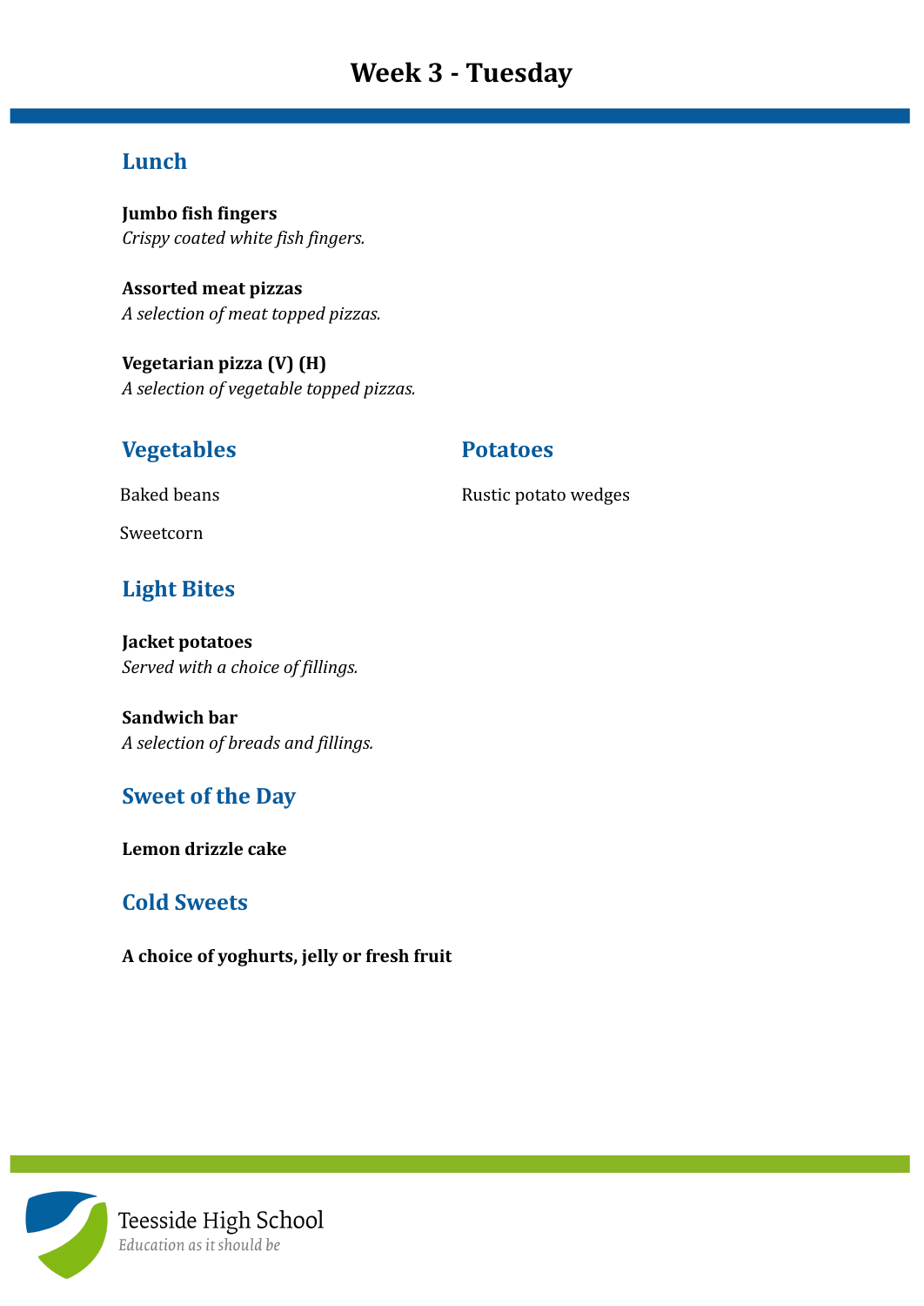# Week 3 - Tuesday

## Lunch

**Jumbo fish fingers**
*Crispy coated white fish fingers.*

**Assorted meat pizzas**
*A selection of meat topped pizzas.*

**Vegetarian pizza (V) (H)**
*A selection of vegetable topped pizzas.*

## Vegetables

Baked beans

Sweetcorn

## Potatoes

Rustic potato wedges

## Light Bites

**Jacket potatoes**
*Served with a choice of fillings.*

**Sandwich bar**
*A selection of breads and fillings.*

## Sweet of the Day

**Lemon drizzle cake**

## Cold Sweets

**A choice of yoghurts, jelly or fresh fruit**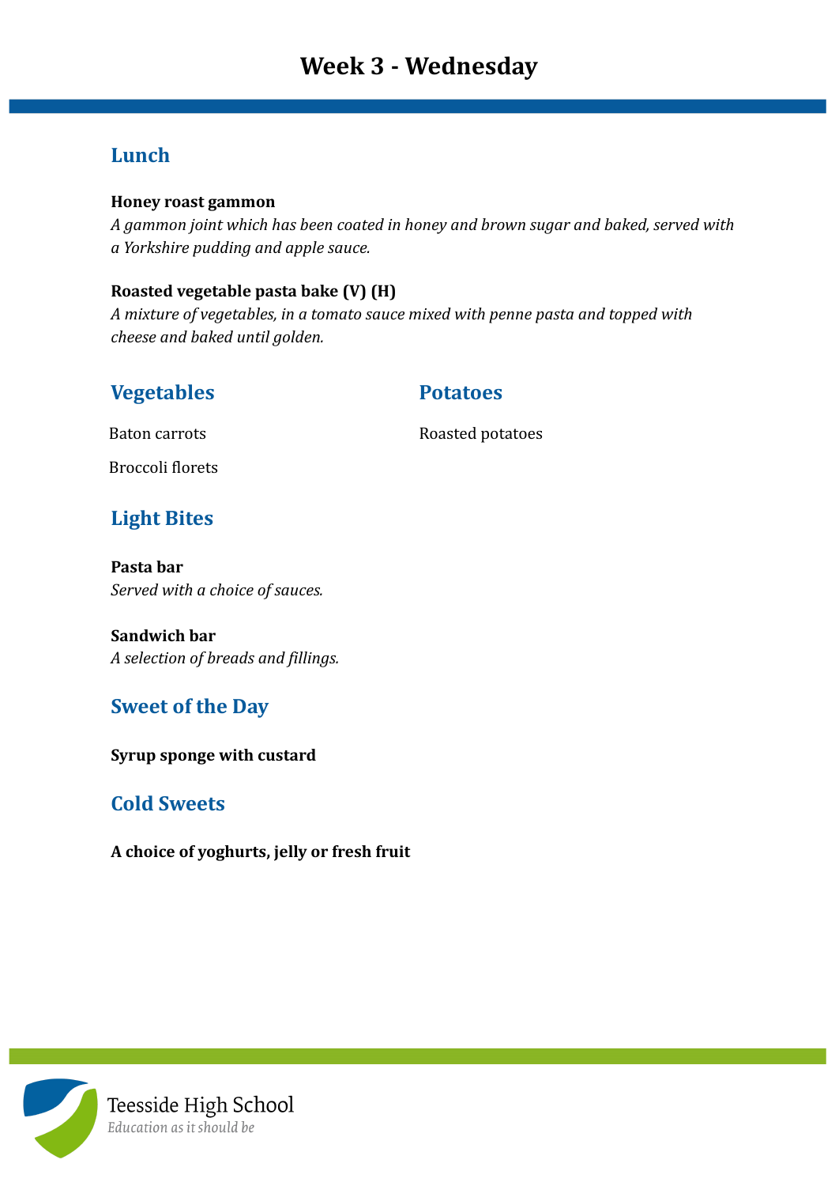# Week 3 - Wednesday

## Lunch

**Honey roast gammon**
*A gammon joint which has been coated in honey and brown sugar and baked, served with a Yorkshire pudding and apple sauce.*

**Roasted vegetable pasta bake (V) (H)**
*A mixture of vegetables, in a tomato sauce mixed with penne pasta and topped with cheese and baked until golden.*

## Vegetables

Baton carrots

Broccoli florets

## Potatoes

Roasted potatoes

## Light Bites

**Pasta bar**
*Served with a choice of sauces.*

**Sandwich bar**
*A selection of breads and fillings.*

## Sweet of the Day

**Syrup sponge with custard**

## Cold Sweets

**A choice of yoghurts, jelly or fresh fruit**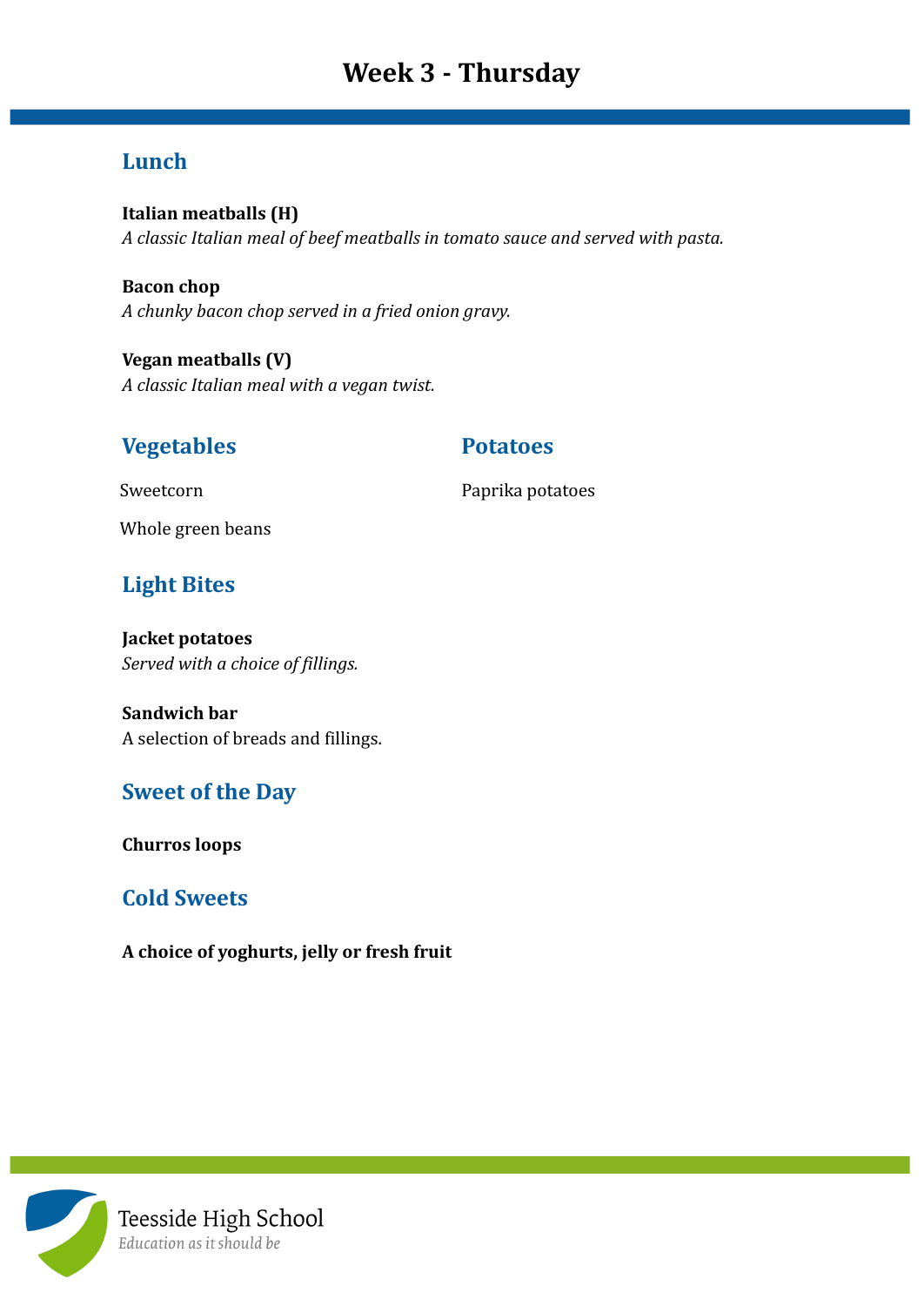# Week 3 - Thursday

## Lunch

**Italian meatballs (H)**
*A classic Italian meal of beef meatballs in tomato sauce and served with pasta.*

**Bacon chop**
*A chunky bacon chop served in a fried onion gravy.*

**Vegan meatballs (V)**
*A classic Italian meal with a vegan twist.*

## Vegetables

Sweetcorn

Whole green beans

## Potatoes

Paprika potatoes

## Light Bites

**Jacket potatoes**
*Served with a choice of fillings.*

**Sandwich bar**
A selection of breads and fillings.

## Sweet of the Day

**Churros loops**

## Cold Sweets

**A choice of yoghurts, jelly or fresh fruit**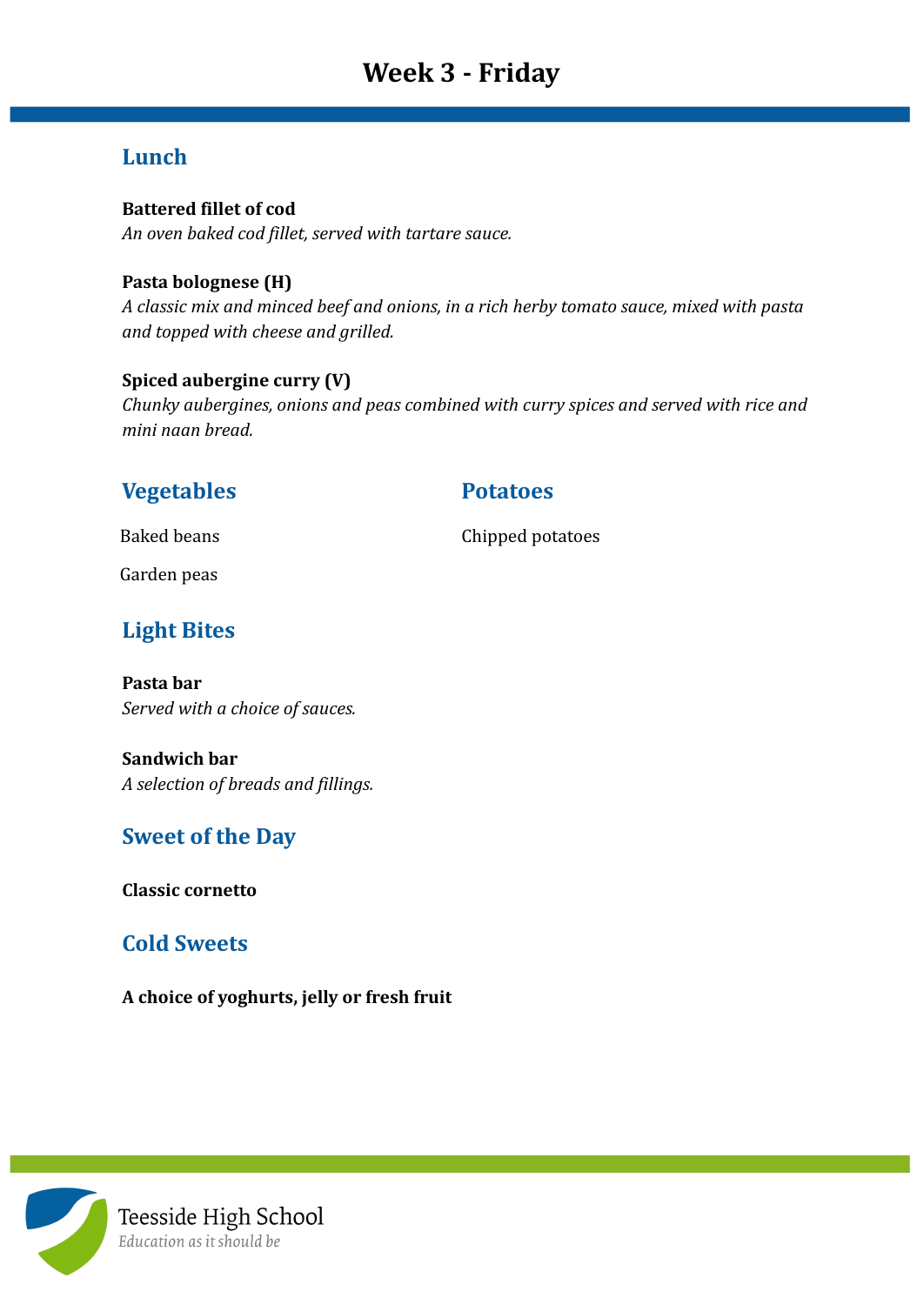# Week 3 - Friday

## Lunch

**Battered fillet of cod**
*An oven baked cod fillet, served with tartare sauce.*

**Pasta bolognese (H)**
*A classic mix and minced beef and onions, in a rich herby tomato sauce, mixed with pasta and topped with cheese and grilled.*

**Spiced aubergine curry (V)**
*Chunky aubergines, onions and peas combined with curry spices and served with rice and mini naan bread.*

## Vegetables

Baked beans

Garden peas

## Potatoes

Chipped potatoes

## Light Bites

**Pasta bar**
*Served with a choice of sauces.*

**Sandwich bar**
*A selection of breads and fillings.*

## Sweet of the Day

**Classic cornetto**

## Cold Sweets

**A choice of yoghurts, jelly or fresh fruit**

Teesside High School
*Education as it should be*